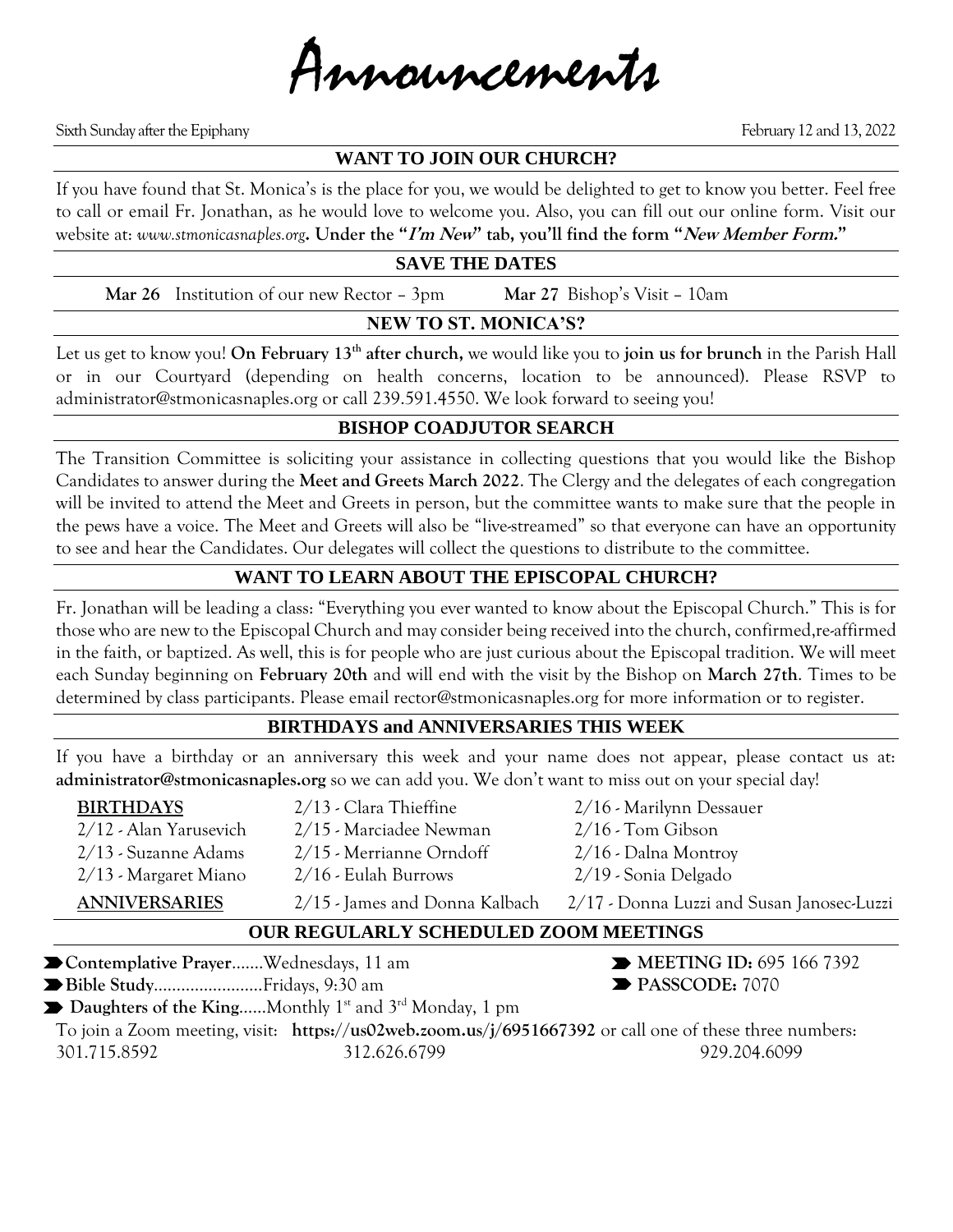# Announcements

Sixth Sunday after the Epiphany February 12 and 13, 2022

## WANT TO JOIN OUR CHURCH?

If you have found that St. Monica's is the place for you, we would be delighted to get to know you better. Feel free to call or email Fr. Jonathan, as he would love to welcome you. Also, you can fill out our online form. Visit our website at: *www.stmonicasnaples.org*. **Under the "*I'm New*" tab, you'll find the form "*New Member Form.*"**

## SAVE THE DATES

**Mar 26** Institution of our new Rector – 3pm **Mar 27** Bishop's Visit – 10am

## NEW TO ST. MONICA'S?

Let us get to know you! **On February 13th after church,** we would like you to **join us for brunch** in the Parish Hall or in our Courtyard (depending on health concerns, location to be announced). Please RSVP to administrator@stmonicasnaples.org or call 239.591.4550. We look forward to seeing you!

## BISHOP COADJUTOR SEARCH

The Transition Committee is soliciting your assistance in collecting questions that you would like the Bishop Candidates to answer during the **Meet and Greets March 2022**. The Clergy and the delegates of each congregation will be invited to attend the Meet and Greets in person, but the committee wants to make sure that the people in the pews have a voice. The Meet and Greets will also be "live-streamed" so that everyone can have an opportunity to see and hear the Candidates. Our delegates will collect the questions to distribute to the committee.

## WANT TO LEARN ABOUT THE EPISCOPAL CHURCH?

Fr. Jonathan will be leading a class: "Everything you ever wanted to know about the Episcopal Church." This is for those who are new to the Episcopal Church and may consider being received into the church, confirmed,re-affirmed in the faith, or baptized. As well, this is for people who are just curious about the Episcopal tradition. We will meet each Sunday beginning on **February 20th** and will end with the visit by the Bishop on **March 27th**. Times to be determined by class participants. Please email rector@stmonicasnaples.org for more information or to register.

## BIRTHDAYS and ANNIVERSARIES THIS WEEK

If you have a birthday or an anniversary this week and your name does not appear, please contact us at: **administrator@stmonicasnaples.org** so we can add you. We don't want to miss out on your special day!

**BIRTHDAYS**

- 2/12 - Alan Yarusevich
- 2/13 - Suzanne Adams
- 2/13 - Margaret Miano
- 2/13 - Clara Thieffine
- 2/15 - Marciadee Newman
- 2/15 - Merrianne Orndoff
- 2/16 - Eulah Burrows
- 2/16 - Marilynn Dessauer
- 2/16 - Tom Gibson
- 2/16 - Dalna Montroy
- 2/19 - Sonia Delgado

**ANNIVERSARIES**

- 2/15 - James and Donna Kalbach
- 2/17 - Donna Luzzi and Susan Janosec-Luzzi

## OUR REGULARLY SCHEDULED ZOOM MEETINGS

- **Contemplative Prayer**.......Wednesdays, 11 am
- **Bible Study**........................Fridays, 9:30 am
- **Daughters of the King**......Monthly 1st and 3rd Monday, 1 pm

**MEETING ID:** 695 166 7392
**PASSCODE:** 7070

To join a Zoom meeting, visit: **https://us02web.zoom.us/j/6951667392** or call one of these three numbers: 301.715.8592 312.626.6799 929.204.6099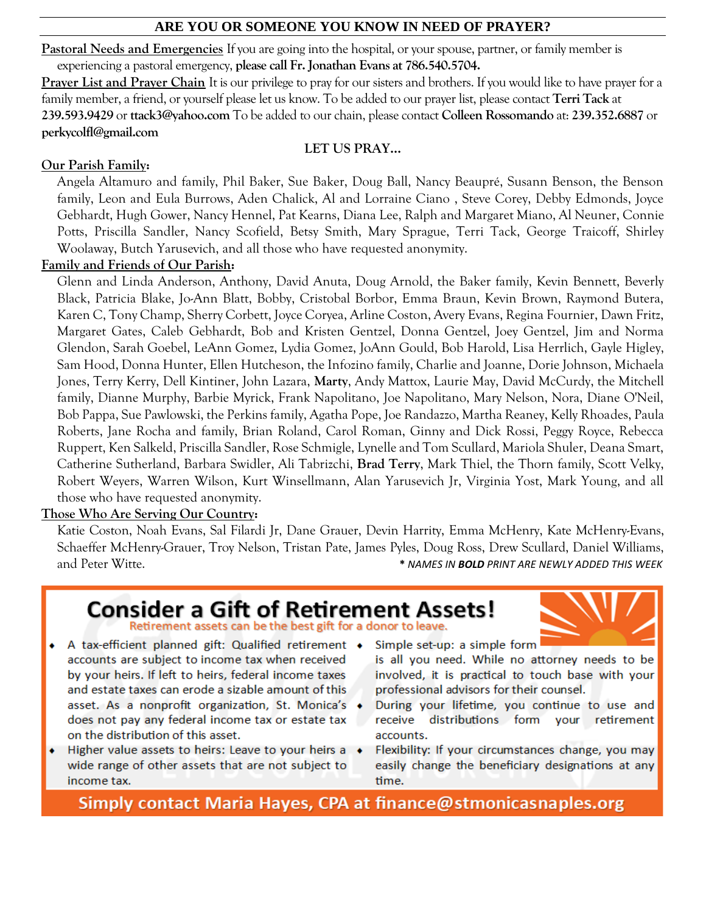## ARE YOU OR SOMEONE YOU KNOW IN NEED OF PRAYER?

Pastoral Needs and Emergencies If you are going into the hospital, or your spouse, partner, or family member is experiencing a pastoral emergency, **please call Fr. Jonathan Evans at 786.540.5704.**

Prayer List and Prayer Chain It is our privilege to pray for our sisters and brothers. If you would like to have prayer for a family member, a friend, or yourself please let us know. To be added to our prayer list, please contact **Terri Tack** at **239.593.9429** or **ttack3@yahoo.com** To be added to our chain, please contact **Colleen Rossomando** at: **239.352.6887** or **perkycolfl@gmail.com**

### LET US PRAY…

**Our Parish Family:**

Angela Altamuro and family, Phil Baker, Sue Baker, Doug Ball, Nancy Beaupré, Susann Benson, the Benson family, Leon and Eula Burrows, Aden Chalick, Al and Lorraine Ciano , Steve Corey, Debby Edmonds, Joyce Gebhardt, Hugh Gower, Nancy Hennel, Pat Kearns, Diana Lee, Ralph and Margaret Miano, Al Neuner, Connie Potts, Priscilla Sandler, Nancy Scofield, Betsy Smith, Mary Sprague, Terri Tack, George Traicoff, Shirley Woolaway, Butch Yarusevich, and all those who have requested anonymity.

**Family and Friends of Our Parish:**

Glenn and Linda Anderson, Anthony, David Anuta, Doug Arnold, the Baker family, Kevin Bennett, Beverly Black, Patricia Blake, Jo-Ann Blatt, Bobby, Cristobal Borbor, Emma Braun, Kevin Brown, Raymond Butera, Karen C, Tony Champ, Sherry Corbett, Joyce Coryea, Arline Coston, Avery Evans, Regina Fournier, Dawn Fritz, Margaret Gates, Caleb Gebhardt, Bob and Kristen Gentzel, Donna Gentzel, Joey Gentzel, Jim and Norma Glendon, Sarah Goebel, LeAnn Gomez, Lydia Gomez, JoAnn Gould, Bob Harold, Lisa Herrlich, Gayle Higley, Sam Hood, Donna Hunter, Ellen Hutcheson, the Infozino family, Charlie and Joanne, Dorie Johnson, Michaela Jones, Terry Kerry, Dell Kintiner, John Lazara, **Marty**, Andy Mattox, Laurie May, David McCurdy, the Mitchell family, Dianne Murphy, Barbie Myrick, Frank Napolitano, Joe Napolitano, Mary Nelson, Nora, Diane O'Neil, Bob Pappa, Sue Pawlowski, the Perkins family, Agatha Pope, Joe Randazzo, Martha Reaney, Kelly Rhoades, Paula Roberts, Jane Rocha and family, Brian Roland, Carol Roman, Ginny and Dick Rossi, Peggy Royce, Rebecca Ruppert, Ken Salkeld, Priscilla Sandler, Rose Schmigle, Lynelle and Tom Scullard, Mariola Shuler, Deana Smart, Catherine Sutherland, Barbara Swidler, Ali Tabrizchi, **Brad Terry**, Mark Thiel, the Thorn family, Scott Velky, Robert Weyers, Warren Wilson, Kurt Winsellmann, Alan Yarusevich Jr, Virginia Yost, Mark Young, and all those who have requested anonymity.

**Those Who Are Serving Our Country:**

Katie Coston, Noah Evans, Sal Filardi Jr, Dane Grauer, Devin Harrity, Emma McHenry, Kate McHenry-Evans, Schaeffer McHenry-Grauer, Troy Nelson, Tristan Pate, James Pyles, Doug Ross, Drew Scullard, Daniel Williams, and Peter Witte.

*\* NAMES IN **BOLD** PRINT ARE NEWLY ADDED THIS WEEK*

## Consider a Gift of Retirement Assets!

Retirement assets can be the best gift for a donor to leave.

- A tax-efficient planned gift: Qualified retirement accounts are subject to income tax when received by your heirs. If left to heirs, federal income taxes and estate taxes can erode a sizable amount of this asset. As a nonprofit organization, St. Monica's does not pay any federal income tax or estate tax on the distribution of this asset.
- Higher value assets to heirs: Leave to your heirs a wide range of other assets that are not subject to income tax.
- Simple set-up: a simple form is all you need. While no attorney needs to be involved, it is practical to touch base with your professional advisors for their counsel.
- During your lifetime, you continue to use and receive distributions form your retirement accounts.
- Flexibility: If your circumstances change, you may easily change the beneficiary designations at any time.

**Simply contact Maria Hayes, CPA at finance@stmonicasnaples.org**